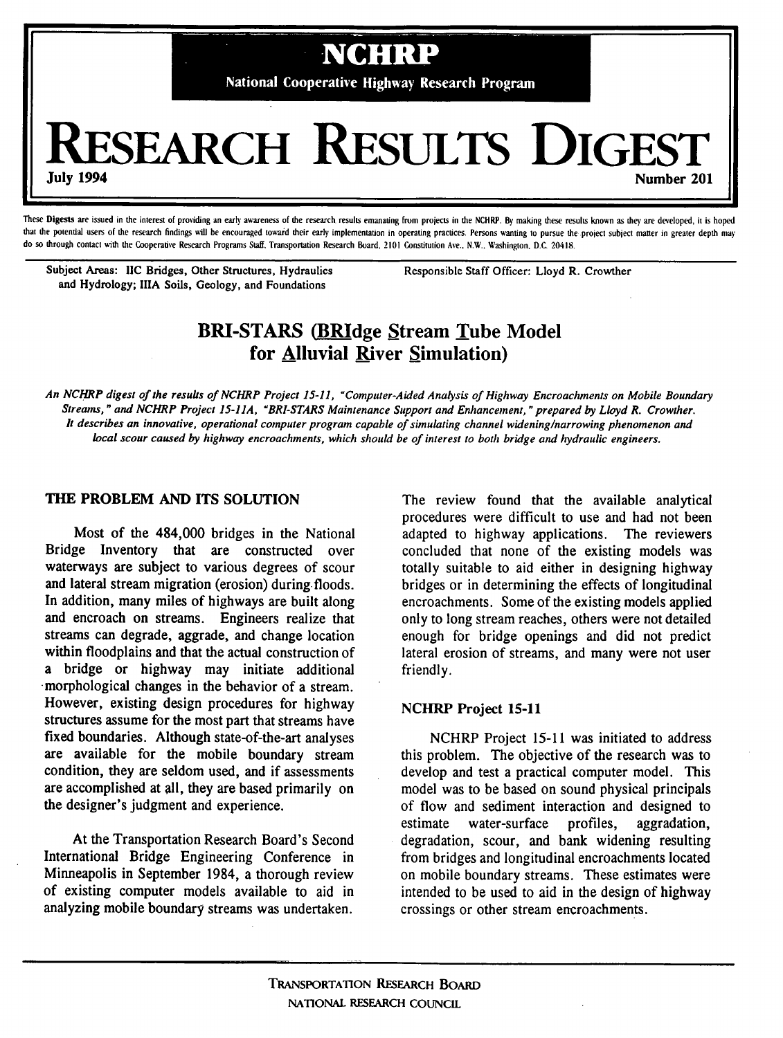# NCHRP

National Cooperative Highway Research Program

# RESEARCH RESULTS DIGEST

July 1994 Number 201

These **Digests** are issued in the interest of providing an early awareness of the research results emanating from projects in the NCHRP. By making these results known as they are developed, it is hoped that the potential users of the research findings will be encouraged toward their early implementation in operating practices. Persons wanting to pursue the project subject matter in greater depth may do so through contact with the Cooperative Research Programs Staff, Transportation Research Board, 2101 Constitution Ave., N.W., Washington, D.C. 20418.

Subject Areas: IIC Bridges, Other Structures, Hydraulics and Hydrology; IIIA Soils, Geology, and Foundations

Responsible Staff Officer: Lloyd R. Crowther

## BRI-STARS (BRIdge Stream Tube Model for Alluvial River Simulation)

*An NCHRP digest of the results of NCHRP Project 15-11, "Computer-Aided Analysis of Highway Encroachments on Mobile Boundary Streams," and NCHRP Project 15-11A, "BRI-STARS Maintenance Support and Enhancement," prepared by Lloyd R. Crowther. It describes an innovative, operational computer program capable of simulating channel widening/narrowing phenomenon and local scour caused by highway encroachments, which should be of interest to both bridge and hydraulic engineers.*

### THE PROBLEM AND ITS SOLUTION

Most of the 484,000 bridges in the National Bridge Inventory that are constructed over waterways are subject to various degrees of scour and lateral stream migration (erosion) during floods. In addition, many miles of highways are built along and encroach on streams. Engineers realize that streams can degrade, aggrade, and change location within floodplains and that the actual construction of a bridge or highway may initiate additional morphological changes in the behavior of a stream. However, existing design procedures for highway structures assume for the most part that streams have fixed boundaries. Although state-of-the-art analyses are available for the mobile boundary stream condition, they are seldom used, and if assessments are accomplished at all, they are based primarily on the designer's judgment and experience.

At the Transportation Research Board's Second International Bridge Engineering Conference in Minneapolis in September 1984, a thorough review of existing computer models available to aid in analyzing mobile boundary streams was undertaken. The review found that the available analytical procedures were difficult to use and had not been adapted to highway applications. The reviewers concluded that none of the existing models was totally suitable to aid either in designing highway bridges or in determining the effects of longitudinal encroachments. Some of the existing models applied only to long stream reaches, others were not detailed enough for bridge openings and did not predict lateral erosion of streams, and many were not user friendly.

### NCHRP Project 15-11

NCHRP Project 15-11 was initiated to address this problem. The objective of the research was to develop and test a practical computer model. This model was to be based on sound physical principals of flow and sediment interaction and designed to estimate water-surface profiles, aggradation, degradation, scour, and bank widening resulting from bridges and longitudinal encroachments located on mobile boundary streams. These estimates were intended to be used to aid in the design of highway crossings or other stream encroachments.

TRANSPORTATION RESEARCH BOARD
NATIONAL RESEARCH COUNCIL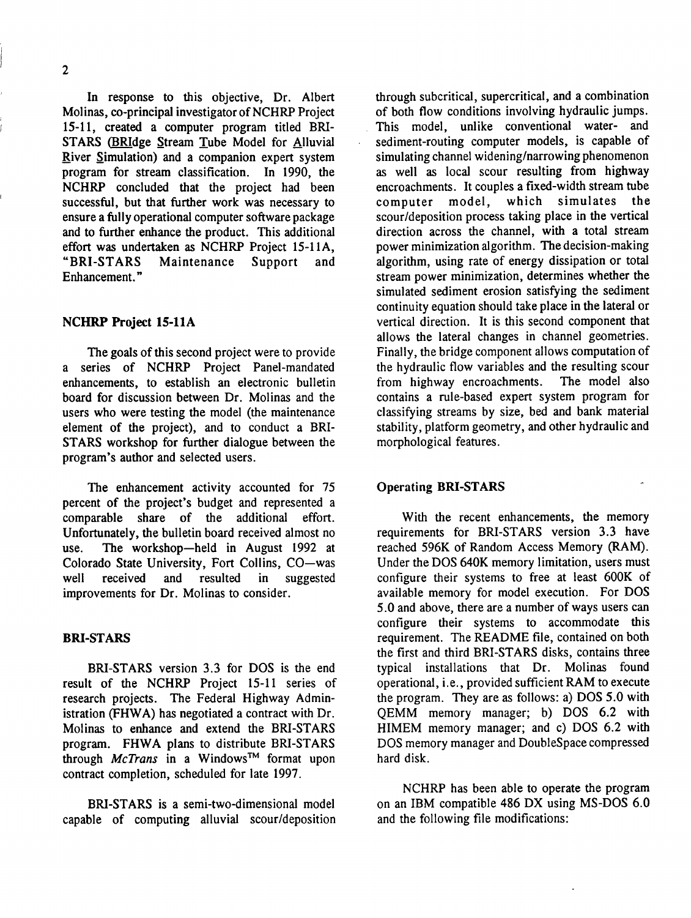In response to this objective, Dr. Albert Molinas, co-principal investigator of NCHRP Project 15-11, created a computer program titled BRI-STARS (BRIdge Stream Tube Model for Alluvial River Simulation) and a companion expert system program for stream classification. In 1990, the NCHRP concluded that the project had been successful, but that further work was necessary to ensure a fully operational computer software package and to further enhance the product. This additional effort was undertaken as NCHRP Project 15-11A, "BRI-STARS Maintenance Support and Enhancement."

## NCHRP Project 15-11A

The goals of this second project were to provide a series of NCHRP Project Panel-mandated enhancements, to establish an electronic bulletin board for discussion between Dr. Molinas and the users who were testing the model (the maintenance element of the project), and to conduct a BRI-STARS workshop for further dialogue between the program's author and selected users.

The enhancement activity accounted for 75 percent of the project's budget and represented a comparable share of the additional effort. Unfortunately, the bulletin board received almost no use. The workshop—held in August 1992 at Colorado State University, Fort Collins, CO—was well received and resulted in suggested improvements for Dr. Molinas to consider.

## BRI-STARS

BRI-STARS version 3.3 for DOS is the end result of the NCHRP Project 15-11 series of research projects. The Federal Highway Administration (FHWA) has negotiated a contract with Dr. Molinas to enhance and extend the BRI-STARS program. FHWA plans to distribute BRI-STARS through *McTrans* in a Windows™ format upon contract completion, scheduled for late 1997.

BRI-STARS is a semi-two-dimensional model capable of computing alluvial scour/deposition through subcritical, supercritical, and a combination of both flow conditions involving hydraulic jumps. This model, unlike conventional water- and sediment-routing computer models, is capable of simulating channel widening/narrowing phenomenon as well as local scour resulting from highway encroachments. It couples a fixed-width stream tube computer model, which simulates the scour/deposition process taking place in the vertical direction across the channel, with a total stream power minimization algorithm. The decision-making algorithm, using rate of energy dissipation or total stream power minimization, determines whether the simulated sediment erosion satisfying the sediment continuity equation should take place in the lateral or vertical direction. It is this second component that allows the lateral changes in channel geometries. Finally, the bridge component allows computation of the hydraulic flow variables and the resulting scour from highway encroachments. The model also contains a rule-based expert system program for classifying streams by size, bed and bank material stability, platform geometry, and other hydraulic and morphological features.

## Operating BRI-STARS

With the recent enhancements, the memory requirements for BRI-STARS version 3.3 have reached 596K of Random Access Memory (RAM). Under the DOS 640K memory limitation, users must configure their systems to free at least 600K of available memory for model execution. For DOS 5.0 and above, there are a number of ways users can configure their systems to accommodate this requirement. The README file, contained on both the first and third BRI-STARS disks, contains three typical installations that Dr. Molinas found operational, i.e., provided sufficient RAM to execute the program. They are as follows: a) DOS 5.0 with QEMM memory manager; b) DOS 6.2 with HIMEM memory manager; and c) DOS 6.2 with DOS memory manager and DoubleSpace compressed hard disk.

NCHRP has been able to operate the program on an IBM compatible 486 DX using MS-DOS 6.0 and the following file modifications: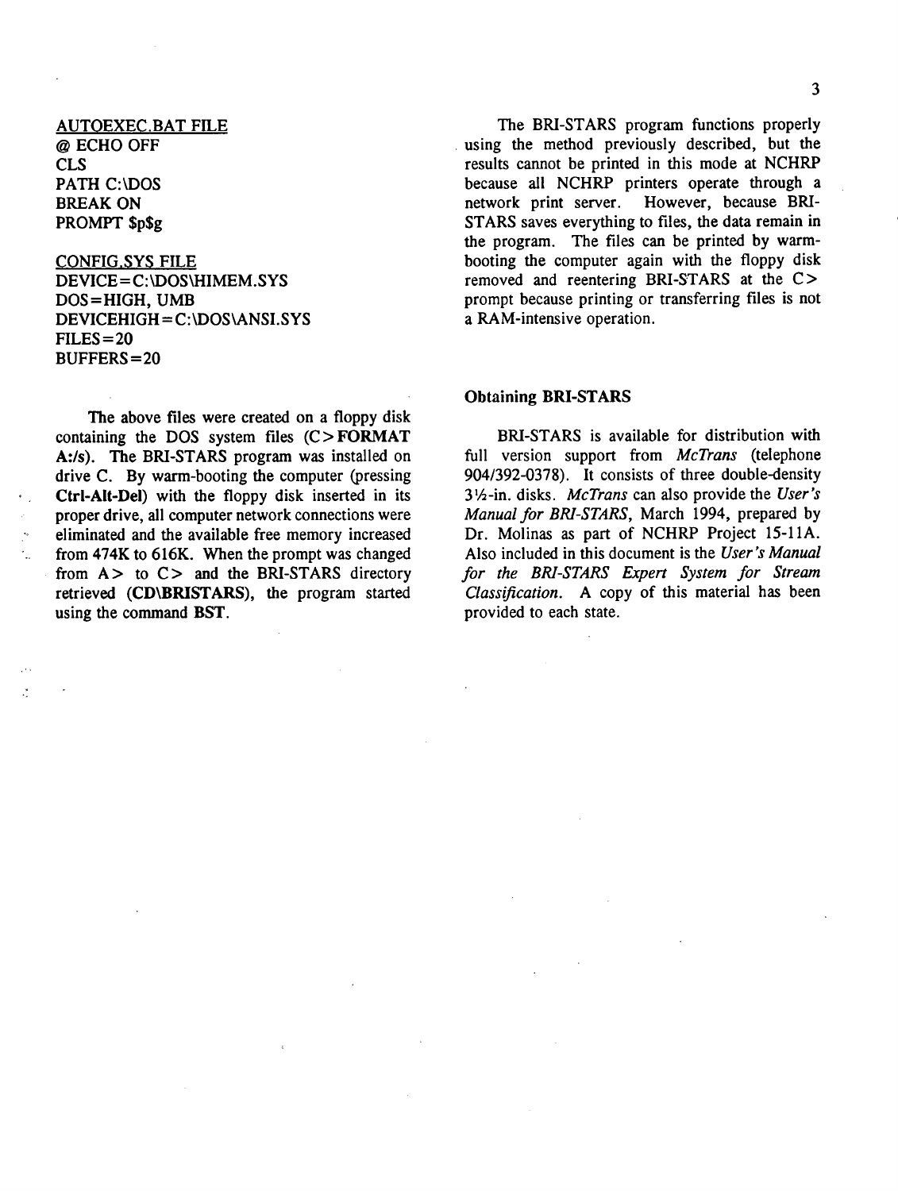AUTOEXEC.BAT FILE

```
@ ECHO OFF
CLS
PATH C:\DOS
BREAK ON
PROMPT $p$g
```

CONFIG.SYS FILE

```
DEVICE=C:\DOS\HIMEM.SYS
DOS=HIGH, UMB
DEVICEHIGH=C:\DOS\ANSI.SYS
FILES=20
BUFFERS=20
```

The above files were created on a floppy disk containing the DOS system files (C> **FORMAT A:/s**). The BRI-STARS program was installed on drive C. By warm-booting the computer (pressing **Ctrl-Alt-Del**) with the floppy disk inserted in its proper drive, all computer network connections were eliminated and the available free memory increased from 474K to 616K. When the prompt was changed from A> to C> and the BRI-STARS directory retrieved (**CD\BRISTARS**), the program started using the command **BST**.

The BRI-STARS program functions properly using the method previously described, but the results cannot be printed in this mode at NCHRP because all NCHRP printers operate through a network print server. However, because BRI-STARS saves everything to files, the data remain in the program. The files can be printed by warm-booting the computer again with the floppy disk removed and reentering BRI-STARS at the C> prompt because printing or transferring files is not a RAM-intensive operation.

### Obtaining BRI-STARS

BRI-STARS is available for distribution with full version support from *McTrans* (telephone 904/392-0378). It consists of three double-density 3½-in. disks. *McTrans* can also provide the *User's Manual for BRI-STARS*, March 1994, prepared by Dr. Molinas as part of NCHRP Project 15-11A. Also included in this document is the *User's Manual for the BRI-STARS Expert System for Stream Classification*. A copy of this material has been provided to each state.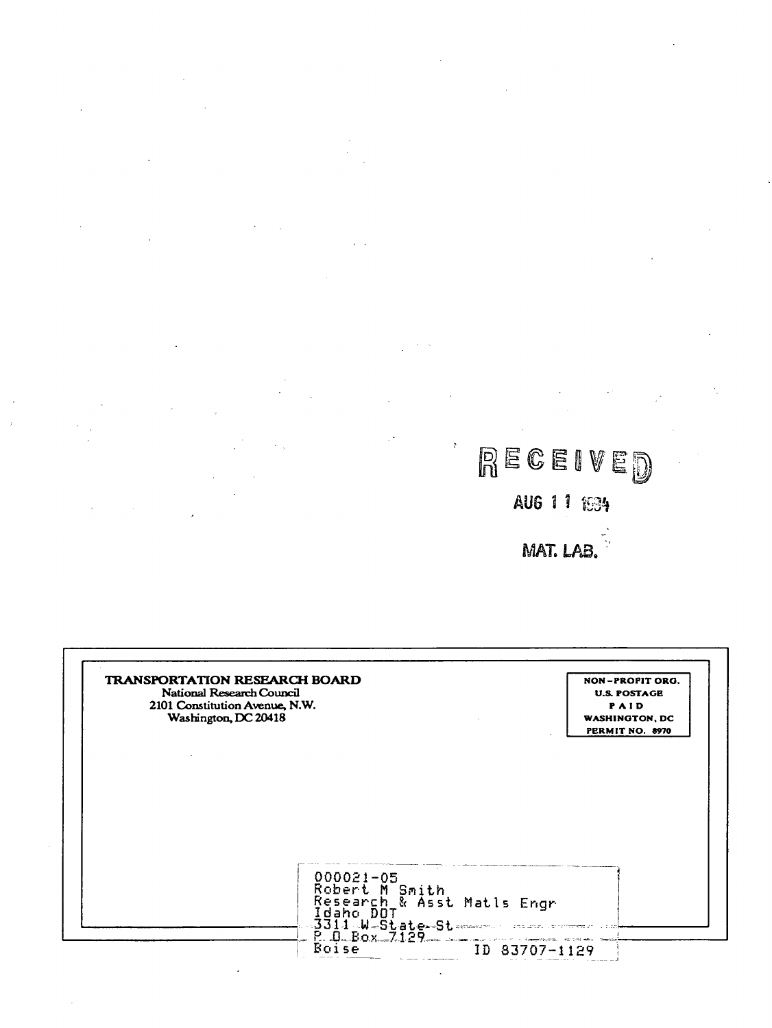RECEIVED

AUG 1 1 1994

MAT. LAB.

**TRANSPORTATION RESEARCH BOARD**
National Research Council
2101 Constitution Avenue, N.W.
Washington, DC 20418

NON-PROFIT ORG.
U.S. POSTAGE
PAID
WASHINGTON, DC
PERMIT NO. 8970

000021-05
Robert M Smith
Research & Asst Matls Engr
Idaho DOT
3311 W State St
P O Box 7129
Boise ID 83707-1129